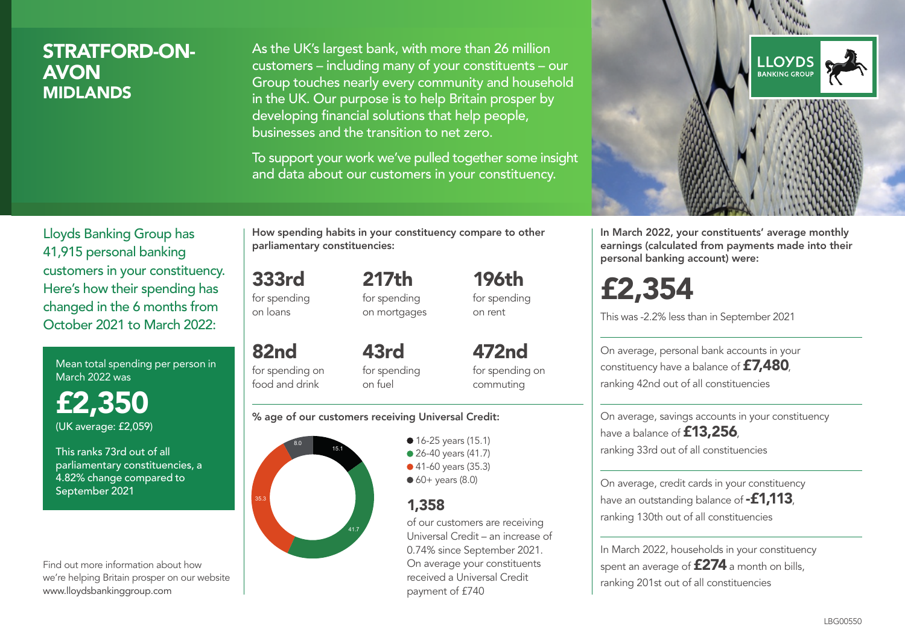# STRATFORD-ON-AVON

## MIDLANDS

As the UK's largest bank, with more than 26 million customers – including many of your constituents – our Group touches nearly every community and household in the UK. Our purpose is to help Britain prosper by developing financial solutions that help people, businesses and the transition to net zero.

To support your work we've pulled together some insight and data about our customers in your constituency.

LLOYDS BANKING GROUP

Lloyds Banking Group has 41,915 personal banking customers in your constituency. Here's how their spending has changed in the 6 months from October 2021 to March 2022:

Mean total spending per person in March 2022 was

**£2,350**

(UK average: £2,059)

This ranks 73rd out of all parliamentary constituencies, a 4.82% change compared to September 2021

Find out more information about how we're helping Britain prosper on our website www.lloydsbankinggroup.com

**How spending habits in your constituency compare to other parliamentary constituencies:**

**333rd** for spending on loans

**217th** for spending on mortgages

**196th** for spending on rent

**82nd** for spending on food and drink

**43rd** for spending on fuel

**472nd** for spending on commuting

**% age of our customers receiving Universal Credit:**

- 16-25 years (15.1)
- 26-40 years (41.7)
- 41-60 years (35.3)
- 60+ years (8.0)

**1,358**

of our customers are receiving Universal Credit – an increase of 0.74% since September 2021. On average your constituents received a Universal Credit payment of £740

**In March 2022, your constituents' average monthly earnings (calculated from payments made into their personal banking account) were:**

**£2,354**

This was -2.2% less than in September 2021

On average, personal bank accounts in your constituency have a balance of **£7,480**, ranking 42nd out of all constituencies

On average, savings accounts in your constituency have a balance of **£13,256**, ranking 33rd out of all constituencies

On average, credit cards in your constituency have an outstanding balance of **-£1,113**, ranking 130th out of all constituencies

In March 2022, households in your constituency spent an average of **£274** a month on bills, ranking 201st out of all constituencies

LBG00550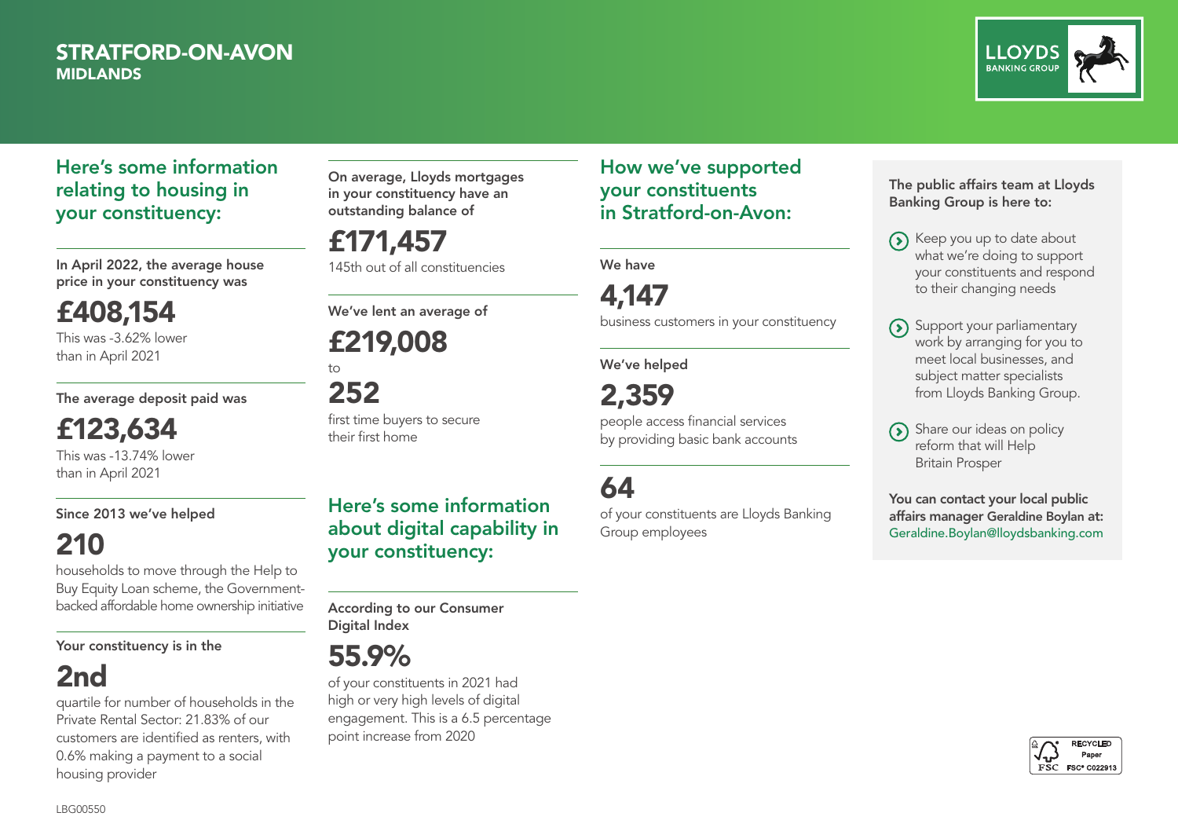# STRATFORD-ON-AVON
## MIDLANDS

LLOYDS BANKING GROUP

## Here's some information relating to housing in your constituency:

In April 2022, the average house price in your constituency was

**£408,154**

This was -3.62% lower than in April 2021

The average deposit paid was

**£123,634**

This was -13.74% lower than in April 2021

Since 2013 we've helped

**210**

households to move through the Help to Buy Equity Loan scheme, the Government-backed affordable home ownership initiative

Your constituency is in the

**2nd**

quartile for number of households in the Private Rental Sector: 21.83% of our customers are identified as renters, with 0.6% making a payment to a social housing provider

On average, Lloyds mortgages in your constituency have an outstanding balance of

**£171,457**

145th out of all constituencies

We've lent an average of

**£219,008**

to

**252**

first time buyers to secure their first home

## Here's some information about digital capability in your constituency:

According to our Consumer Digital Index

**55.9%**

of your constituents in 2021 had high or very high levels of digital engagement. This is a 6.5 percentage point increase from 2020

## How we've supported your constituents in Stratford-on-Avon:

We have

**4,147**

business customers in your constituency

We've helped

**2,359**

people access financial services by providing basic bank accounts

**64**

of your constituents are Lloyds Banking Group employees

The public affairs team at Lloyds Banking Group is here to:

- Keep you up to date about what we're doing to support your constituents and respond to their changing needs
- Support your parliamentary work by arranging for you to meet local businesses, and subject matter specialists from Lloyds Banking Group.
- Share our ideas on policy reform that will Help Britain Prosper

You can contact your local public affairs manager Geraldine Boylan at: Geraldine.Boylan@lloydsbanking.com

RECYCLED Paper FSC® C022913

LBG00550